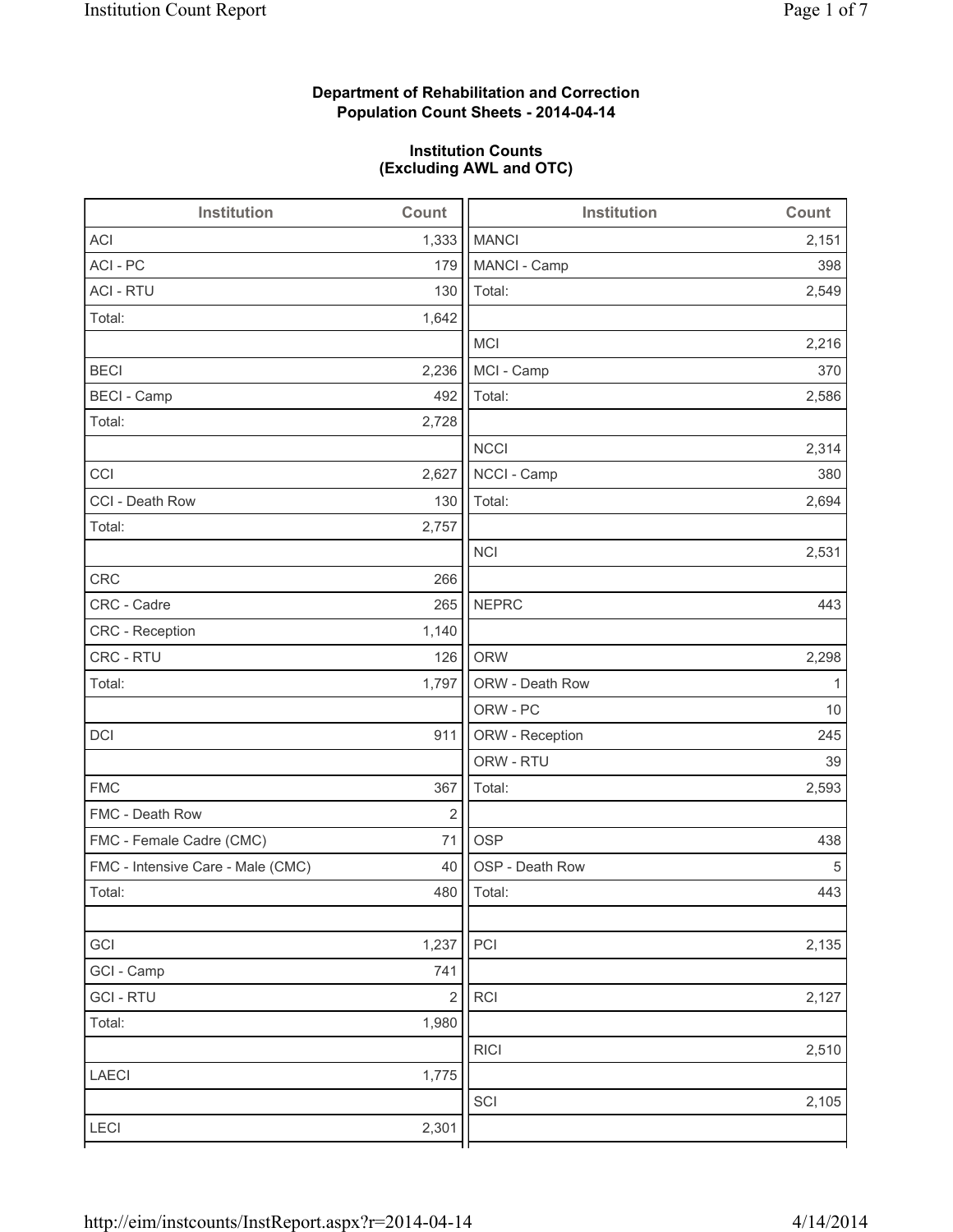**Department of Rehabilitation and Correction**
**Population Count Sheets - 2014-04-14**

**Institution Counts**
**(Excluding AWL and OTC)**

| Institution | Count | Institution | Count |
|---|---|---|---|
| ACI | 1,333 | MANCI | 2,151 |
| ACI - PC | 179 | MANCI - Camp | 398 |
| ACI - RTU | 130 | Total: | 2,549 |
| Total: | 1,642 | | |
| | | MCI | 2,216 |
| BECI | 2,236 | MCI - Camp | 370 |
| BECI - Camp | 492 | Total: | 2,586 |
| Total: | 2,728 | | |
| | | NCCI | 2,314 |
| CCI | 2,627 | NCCI - Camp | 380 |
| CCI - Death Row | 130 | Total: | 2,694 |
| Total: | 2,757 | | |
| | | NCI | 2,531 |
| CRC | 266 | | |
| CRC - Cadre | 265 | NEPRC | 443 |
| CRC - Reception | 1,140 | | |
| CRC - RTU | 126 | ORW | 2,298 |
| Total: | 1,797 | ORW - Death Row | 1 |
| | | ORW - PC | 10 |
| DCI | 911 | ORW - Reception | 245 |
| | | ORW - RTU | 39 |
| FMC | 367 | Total: | 2,593 |
| FMC - Death Row | 2 | | |
| FMC - Female Cadre (CMC) | 71 | OSP | 438 |
| FMC - Intensive Care - Male (CMC) | 40 | OSP - Death Row | 5 |
| Total: | 480 | Total: | 443 |
| | | | |
| GCI | 1,237 | PCI | 2,135 |
| GCI - Camp | 741 | | |
| GCI - RTU | 2 | RCI | 2,127 |
| Total: | 1,980 | | |
| | | RICI | 2,510 |
| LAECI | 1,775 | | |
| | | SCI | 2,105 |
| LECI | 2,301 | | |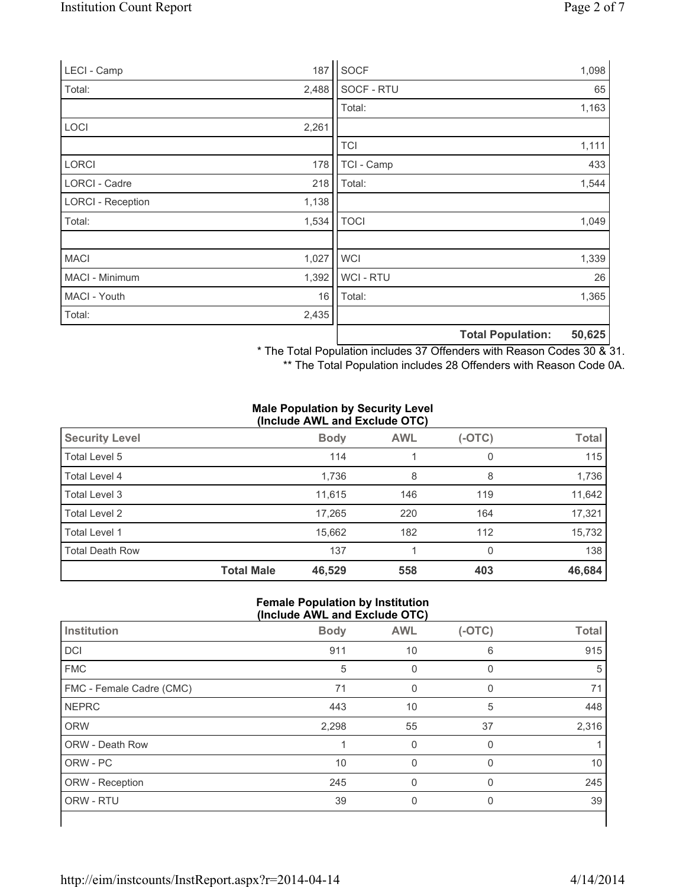| | |
|---|---|
| LECI - Camp | 187 |
| Total: | 2,488 |
| | |
| LOCI | 2,261 |
| | |
| LORCI | 178 |
| LORCI - Cadre | 218 |
| LORCI - Reception | 1,138 |
| Total: | 1,534 |
| | |
| MACI | 1,027 |
| MACI - Minimum | 1,392 |
| MACI - Youth | 16 |
| Total: | 2,435 |

| | |
|---|---|
| SOCF | 1,098 |
| SOCF - RTU | 65 |
| Total: | 1,163 |
| | |
| TCI | 1,111 |
| TCI - Camp | 433 |
| Total: | 1,544 |
| | |
| TOCI | 1,049 |
| | |
| WCI | 1,339 |
| WCI - RTU | 26 |
| Total: | 1,365 |
| | |
| **Total Population:** | **50,625** |

\* The Total Population includes 37 Offenders with Reason Codes 30 & 31.

\*\* The Total Population includes 28 Offenders with Reason Code 0A.

**Male Population by Security Level (Include AWL and Exclude OTC)**

| Security Level | | Body | AWL | (-OTC) | Total |
|---|---|---|---|---|---|
| Total Level 5 | | 114 | 1 | 0 | 115 |
| Total Level 4 | | 1,736 | 8 | 8 | 1,736 |
| Total Level 3 | | 11,615 | 146 | 119 | 11,642 |
| Total Level 2 | | 17,265 | 220 | 164 | 17,321 |
| Total Level 1 | | 15,662 | 182 | 112 | 15,732 |
| Total Death Row | | 137 | 1 | 0 | 138 |
| | **Total Male** | **46,529** | **558** | **403** | **46,684** |

**Female Population by Institution (Include AWL and Exclude OTC)**

| Institution | Body | AWL | (-OTC) | Total |
|---|---|---|---|---|
| DCI | 911 | 10 | 6 | 915 |
| FMC | 5 | 0 | 0 | 5 |
| FMC - Female Cadre (CMC) | 71 | 0 | 0 | 71 |
| NEPRC | 443 | 10 | 5 | 448 |
| ORW | 2,298 | 55 | 37 | 2,316 |
| ORW - Death Row | 1 | 0 | 0 | 1 |
| ORW - PC | 10 | 0 | 0 | 10 |
| ORW - Reception | 245 | 0 | 0 | 245 |
| ORW - RTU | 39 | 0 | 0 | 39 |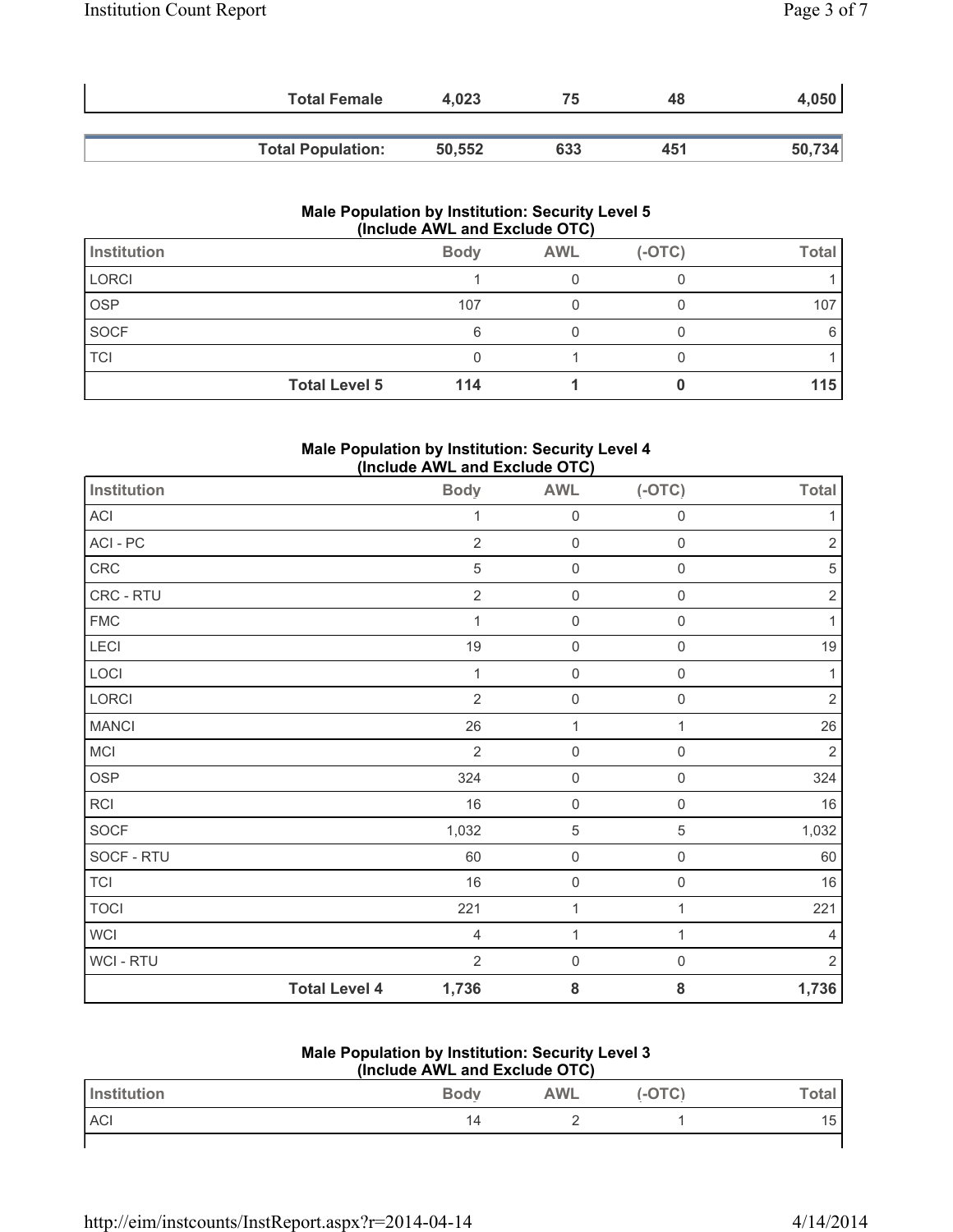| | Body | AWL | (-OTC) | Total |
|---|---|---|---|---|
| Total Female | 4,023 | 75 | 48 | 4,050 |

| | Body | AWL | (-OTC) | Total |
|---|---|---|---|---|
| Total Population: | 50,552 | 633 | 451 | 50,734 |

### Male Population by Institution: Security Level 5 (Include AWL and Exclude OTC)

| Institution | Body | AWL | (-OTC) | Total |
|---|---|---|---|---|
| LORCI | 1 | 0 | 0 | 1 |
| OSP | 107 | 0 | 0 | 107 |
| SOCF | 6 | 0 | 0 | 6 |
| TCI | 0 | 1 | 0 | 1 |
| Total Level 5 | 114 | 1 | 0 | 115 |

### Male Population by Institution: Security Level 4 (Include AWL and Exclude OTC)

| Institution | Body | AWL | (-OTC) | Total |
|---|---|---|---|---|
| ACI | 1 | 0 | 0 | 1 |
| ACI - PC | 2 | 0 | 0 | 2 |
| CRC | 5 | 0 | 0 | 5 |
| CRC - RTU | 2 | 0 | 0 | 2 |
| FMC | 1 | 0 | 0 | 1 |
| LECI | 19 | 0 | 0 | 19 |
| LOCI | 1 | 0 | 0 | 1 |
| LORCI | 2 | 0 | 0 | 2 |
| MANCI | 26 | 1 | 1 | 26 |
| MCI | 2 | 0 | 0 | 2 |
| OSP | 324 | 0 | 0 | 324 |
| RCI | 16 | 0 | 0 | 16 |
| SOCF | 1,032 | 5 | 5 | 1,032 |
| SOCF - RTU | 60 | 0 | 0 | 60 |
| TCI | 16 | 0 | 0 | 16 |
| TOCI | 221 | 1 | 1 | 221 |
| WCI | 4 | 1 | 1 | 4 |
| WCI - RTU | 2 | 0 | 0 | 2 |
| Total Level 4 | 1,736 | 8 | 8 | 1,736 |

### Male Population by Institution: Security Level 3 (Include AWL and Exclude OTC)

| Institution | Body | AWL | (-OTC) | Total |
|---|---|---|---|---|
| ACI | 14 | 2 | 1 | 15 |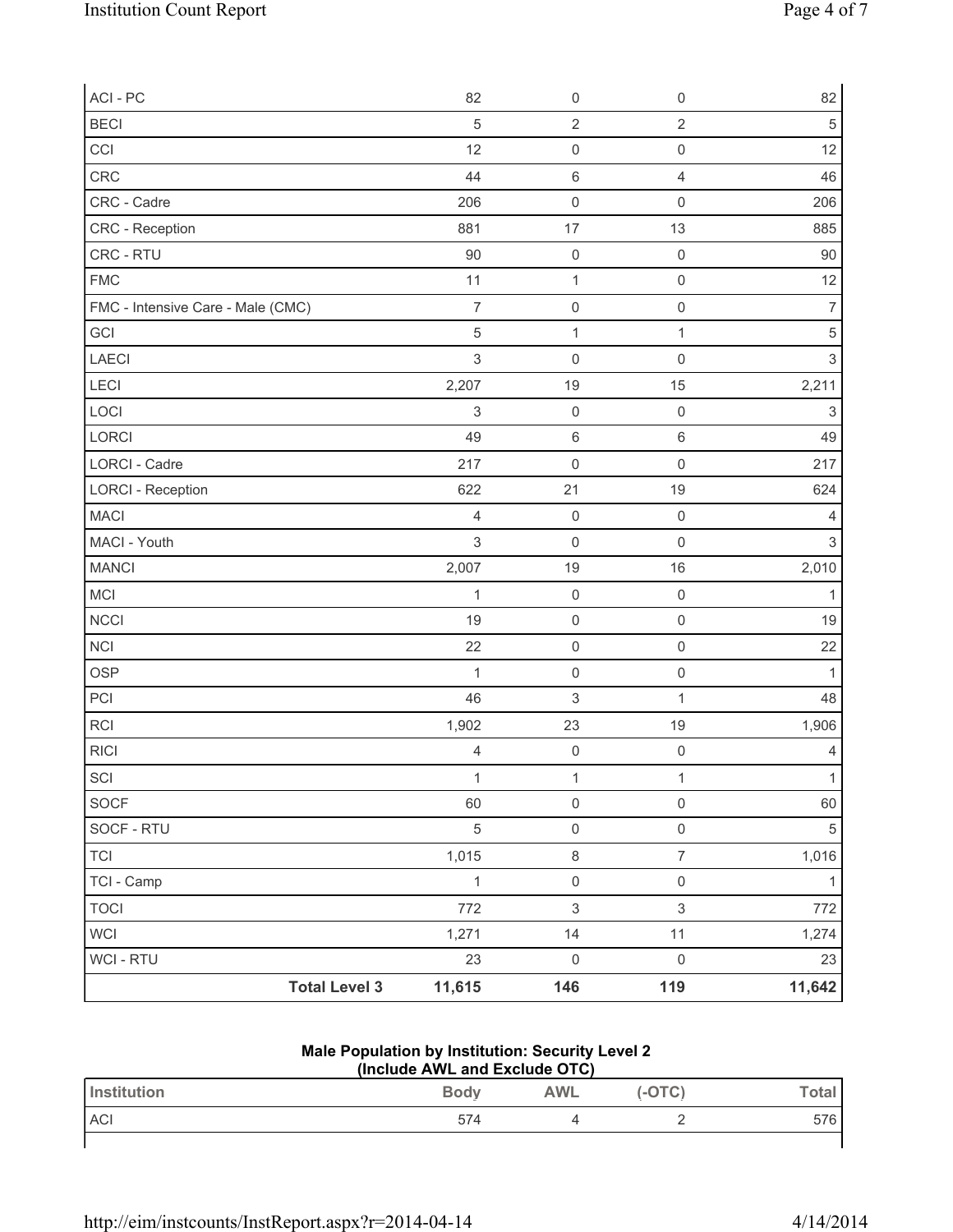| | Body | AWL | (-OTC) | Total |
|---|---|---|---|---|
| ACI - PC | 82 | 0 | 0 | 82 |
| BECI | 5 | 2 | 2 | 5 |
| CCI | 12 | 0 | 0 | 12 |
| CRC | 44 | 6 | 4 | 46 |
| CRC - Cadre | 206 | 0 | 0 | 206 |
| CRC - Reception | 881 | 17 | 13 | 885 |
| CRC - RTU | 90 | 0 | 0 | 90 |
| FMC | 11 | 1 | 0 | 12 |
| FMC - Intensive Care - Male (CMC) | 7 | 0 | 0 | 7 |
| GCI | 5 | 1 | 1 | 5 |
| LAECI | 3 | 0 | 0 | 3 |
| LECI | 2,207 | 19 | 15 | 2,211 |
| LOCI | 3 | 0 | 0 | 3 |
| LORCI | 49 | 6 | 6 | 49 |
| LORCI - Cadre | 217 | 0 | 0 | 217 |
| LORCI - Reception | 622 | 21 | 19 | 624 |
| MACI | 4 | 0 | 0 | 4 |
| MACI - Youth | 3 | 0 | 0 | 3 |
| MANCI | 2,007 | 19 | 16 | 2,010 |
| MCI | 1 | 0 | 0 | 1 |
| NCCI | 19 | 0 | 0 | 19 |
| NCI | 22 | 0 | 0 | 22 |
| OSP | 1 | 0 | 0 | 1 |
| PCI | 46 | 3 | 1 | 48 |
| RCI | 1,902 | 23 | 19 | 1,906 |
| RICI | 4 | 0 | 0 | 4 |
| SCI | 1 | 1 | 1 | 1 |
| SOCF | 60 | 0 | 0 | 60 |
| SOCF - RTU | 5 | 0 | 0 | 5 |
| TCI | 1,015 | 8 | 7 | 1,016 |
| TCI - Camp | 1 | 0 | 0 | 1 |
| TOCI | 772 | 3 | 3 | 772 |
| WCI | 1,271 | 14 | 11 | 1,274 |
| WCI - RTU | 23 | 0 | 0 | 23 |
| **Total Level 3** | **11,615** | **146** | **119** | **11,642** |

### Male Population by Institution: Security Level 2
### (Include AWL and Exclude OTC)

| Institution | Body | AWL | (-OTC) | Total |
|---|---|---|---|---|
| ACI | 574 | 4 | 2 | 576 |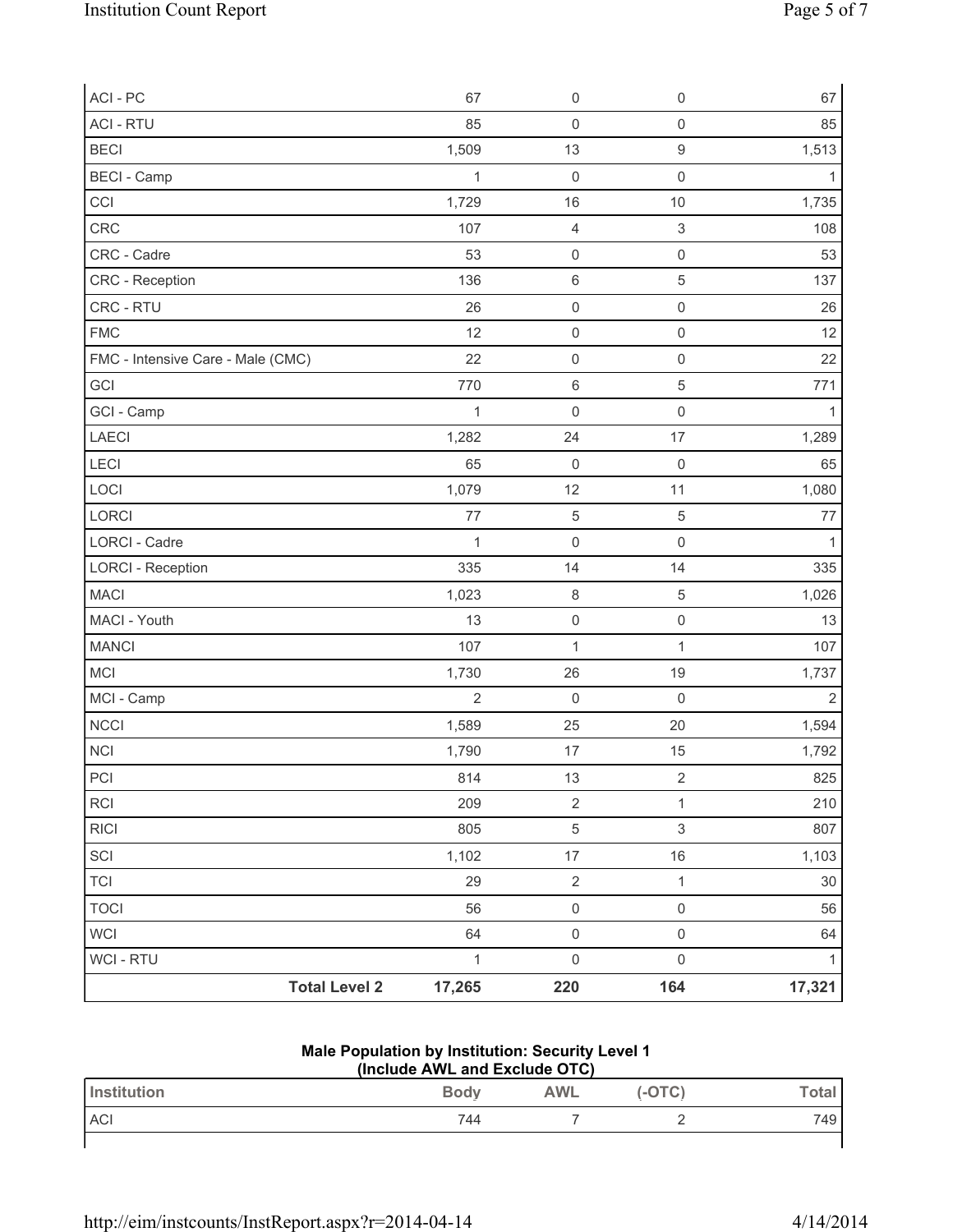| | Body | AWL | (-OTC) | Total |
|---|---|---|---|---|
| ACI - PC | 67 | 0 | 0 | 67 |
| ACI - RTU | 85 | 0 | 0 | 85 |
| BECI | 1,509 | 13 | 9 | 1,513 |
| BECI - Camp | 1 | 0 | 0 | 1 |
| CCI | 1,729 | 16 | 10 | 1,735 |
| CRC | 107 | 4 | 3 | 108 |
| CRC - Cadre | 53 | 0 | 0 | 53 |
| CRC - Reception | 136 | 6 | 5 | 137 |
| CRC - RTU | 26 | 0 | 0 | 26 |
| FMC | 12 | 0 | 0 | 12 |
| FMC - Intensive Care - Male (CMC) | 22 | 0 | 0 | 22 |
| GCI | 770 | 6 | 5 | 771 |
| GCI - Camp | 1 | 0 | 0 | 1 |
| LAECI | 1,282 | 24 | 17 | 1,289 |
| LECI | 65 | 0 | 0 | 65 |
| LOCI | 1,079 | 12 | 11 | 1,080 |
| LORCI | 77 | 5 | 5 | 77 |
| LORCI - Cadre | 1 | 0 | 0 | 1 |
| LORCI - Reception | 335 | 14 | 14 | 335 |
| MACI | 1,023 | 8 | 5 | 1,026 |
| MACI - Youth | 13 | 0 | 0 | 13 |
| MANCI | 107 | 1 | 1 | 107 |
| MCI | 1,730 | 26 | 19 | 1,737 |
| MCI - Camp | 2 | 0 | 0 | 2 |
| NCCI | 1,589 | 25 | 20 | 1,594 |
| NCI | 1,790 | 17 | 15 | 1,792 |
| PCI | 814 | 13 | 2 | 825 |
| RCI | 209 | 2 | 1 | 210 |
| RICI | 805 | 5 | 3 | 807 |
| SCI | 1,102 | 17 | 16 | 1,103 |
| TCI | 29 | 2 | 1 | 30 |
| TOCI | 56 | 0 | 0 | 56 |
| WCI | 64 | 0 | 0 | 64 |
| WCI - RTU | 1 | 0 | 0 | 1 |
| **Total Level 2** | **17,265** | **220** | **164** | **17,321** |

**Male Population by Institution: Security Level 1**
**(Include AWL and Exclude OTC)**

| Institution | Body | AWL | (-OTC) | Total |
|---|---|---|---|---|
| ACI | 744 | 7 | 2 | 749 |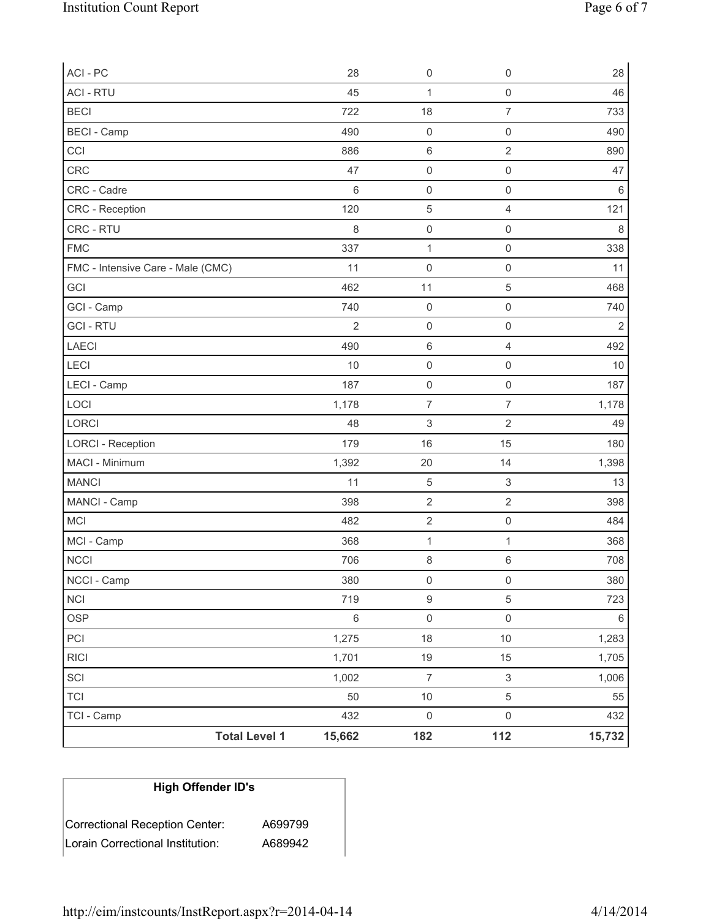| | | | | |
|---|---|---|---|---|
| ACI - PC | 28 | 0 | 0 | 28 |
| ACI - RTU | 45 | 1 | 0 | 46 |
| BECI | 722 | 18 | 7 | 733 |
| BECI - Camp | 490 | 0 | 0 | 490 |
| CCI | 886 | 6 | 2 | 890 |
| CRC | 47 | 0 | 0 | 47 |
| CRC - Cadre | 6 | 0 | 0 | 6 |
| CRC - Reception | 120 | 5 | 4 | 121 |
| CRC - RTU | 8 | 0 | 0 | 8 |
| FMC | 337 | 1 | 0 | 338 |
| FMC - Intensive Care - Male (CMC) | 11 | 0 | 0 | 11 |
| GCI | 462 | 11 | 5 | 468 |
| GCI - Camp | 740 | 0 | 0 | 740 |
| GCI - RTU | 2 | 0 | 0 | 2 |
| LAECI | 490 | 6 | 4 | 492 |
| LECI | 10 | 0 | 0 | 10 |
| LECI - Camp | 187 | 0 | 0 | 187 |
| LOCI | 1,178 | 7 | 7 | 1,178 |
| LORCI | 48 | 3 | 2 | 49 |
| LORCI - Reception | 179 | 16 | 15 | 180 |
| MACI - Minimum | 1,392 | 20 | 14 | 1,398 |
| MANCI | 11 | 5 | 3 | 13 |
| MANCI - Camp | 398 | 2 | 2 | 398 |
| MCI | 482 | 2 | 0 | 484 |
| MCI - Camp | 368 | 1 | 1 | 368 |
| NCCI | 706 | 8 | 6 | 708 |
| NCCI - Camp | 380 | 0 | 0 | 380 |
| NCI | 719 | 9 | 5 | 723 |
| OSP | 6 | 0 | 0 | 6 |
| PCI | 1,275 | 18 | 10 | 1,283 |
| RICI | 1,701 | 19 | 15 | 1,705 |
| SCI | 1,002 | 7 | 3 | 1,006 |
| TCI | 50 | 10 | 5 | 55 |
| TCI - Camp | 432 | 0 | 0 | 432 |
| **Total Level 1** | **15,662** | **182** | **112** | **15,732** |

| High Offender ID's | |
|---|---|
| Correctional Reception Center: | A699799 |
| Lorain Correctional Institution: | A689942 |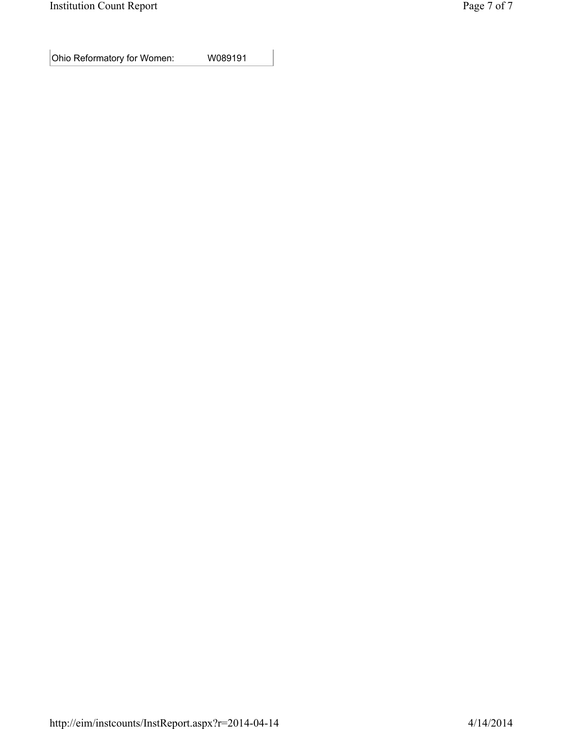| | |
|---|---|
| Ohio Reformatory for Women: | W089191 |